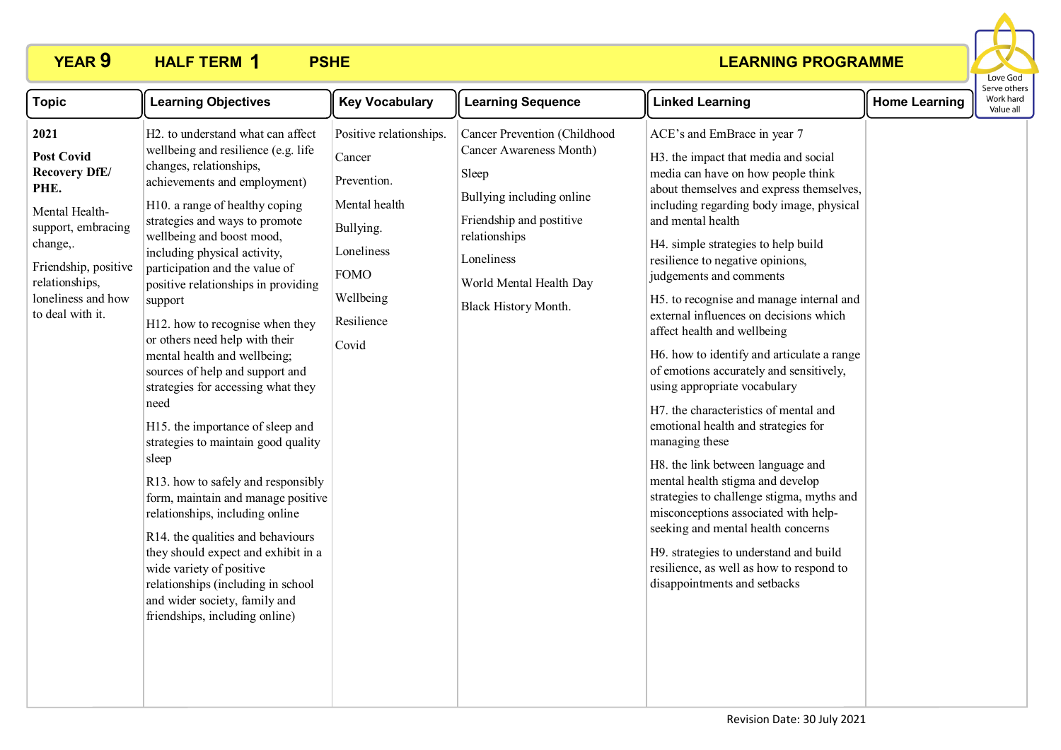**YEAR 9 HALF TERM 1 PSHE LEARNING PROGRAMME**

Love God
Serve others
Work hard
Value all

| Topic | Learning Objectives | Key Vocabulary | Learning Sequence | Linked Learning | Home Learning |
|---|---|---|---|---|---|
| **2021**<br><br>**Post Covid Recovery DfE/ PHE.**<br><br>Mental Health- support, embracing change,.<br><br>Friendship, positive relationships, loneliness and how to deal with it. | H2. to understand what can affect wellbeing and resilience (e.g. life changes, relationships, achievements and employment)<br><br>H10. a range of healthy coping strategies and ways to promote wellbeing and boost mood, including physical activity, participation and the value of positive relationships in providing support<br><br>H12. how to recognise when they or others need help with their mental health and wellbeing; sources of help and support and strategies for accessing what they need<br><br>H15. the importance of sleep and strategies to maintain good quality sleep<br><br>R13. how to safely and responsibly form, maintain and manage positive relationships, including online<br><br>R14. the qualities and behaviours they should expect and exhibit in a wide variety of positive relationships (including in school and wider society, family and friendships, including online) | Positive relationships.<br><br>Cancer<br><br>Prevention.<br><br>Mental health<br><br>Bullying.<br><br>Loneliness<br><br>FOMO<br><br>Wellbeing<br><br>Resilience<br><br>Covid | Cancer Prevention (Childhood Cancer Awareness Month)<br><br>Sleep<br><br>Bullying including online<br><br>Friendship and postitive relationships<br><br>Loneliness<br><br>World Mental Health Day<br><br>Black History Month. | ACE's and EmBrace in year 7<br><br>H3. the impact that media and social media can have on how people think about themselves and express themselves, including regarding body image, physical and mental health<br><br>H4. simple strategies to help build resilience to negative opinions, judgements and comments<br><br>H5. to recognise and manage internal and external influences on decisions which affect health and wellbeing<br><br>H6. how to identify and articulate a range of emotions accurately and sensitively, using appropriate vocabulary<br><br>H7. the characteristics of mental and emotional health and strategies for managing these<br><br>H8. the link between language and mental health stigma and develop strategies to challenge stigma, myths and misconceptions associated with help-seeking and mental health concerns<br><br>H9. strategies to understand and build resilience, as well as how to respond to disappointments and setbacks | |

Revision Date: 30 July 2021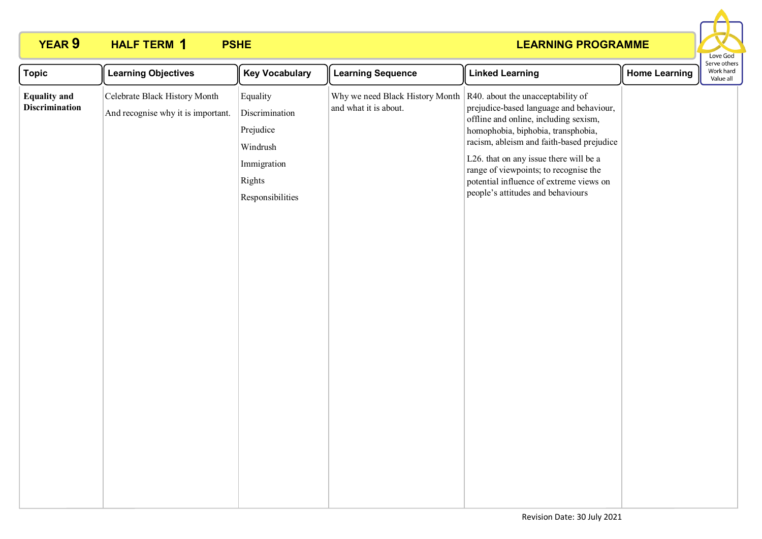# YEAR 9 HALF TERM 1 PSHE LEARNING PROGRAMME

Love God
Serve others
Work hard
Value all

| Topic | Learning Objectives | Key Vocabulary | Learning Sequence | Linked Learning | Home Learning |
|---|---|---|---|---|---|
| **Equality and Discrimination** | Celebrate Black History Month<br><br>And recognise why it is important. | Equality<br><br>Discrimination<br><br>Prejudice<br><br>Windrush<br><br>Immigration<br><br>Rights<br><br>Responsibilities | Why we need Black History Month and what it is about. | R40. about the unacceptability of prejudice-based language and behaviour, offline and online, including sexism, homophobia, biphobia, transphobia, racism, ableism and faith-based prejudice<br><br>L26. that on any issue there will be a range of viewpoints; to recognise the potential influence of extreme views on people's attitudes and behaviours | |

Revision Date: 30 July 2021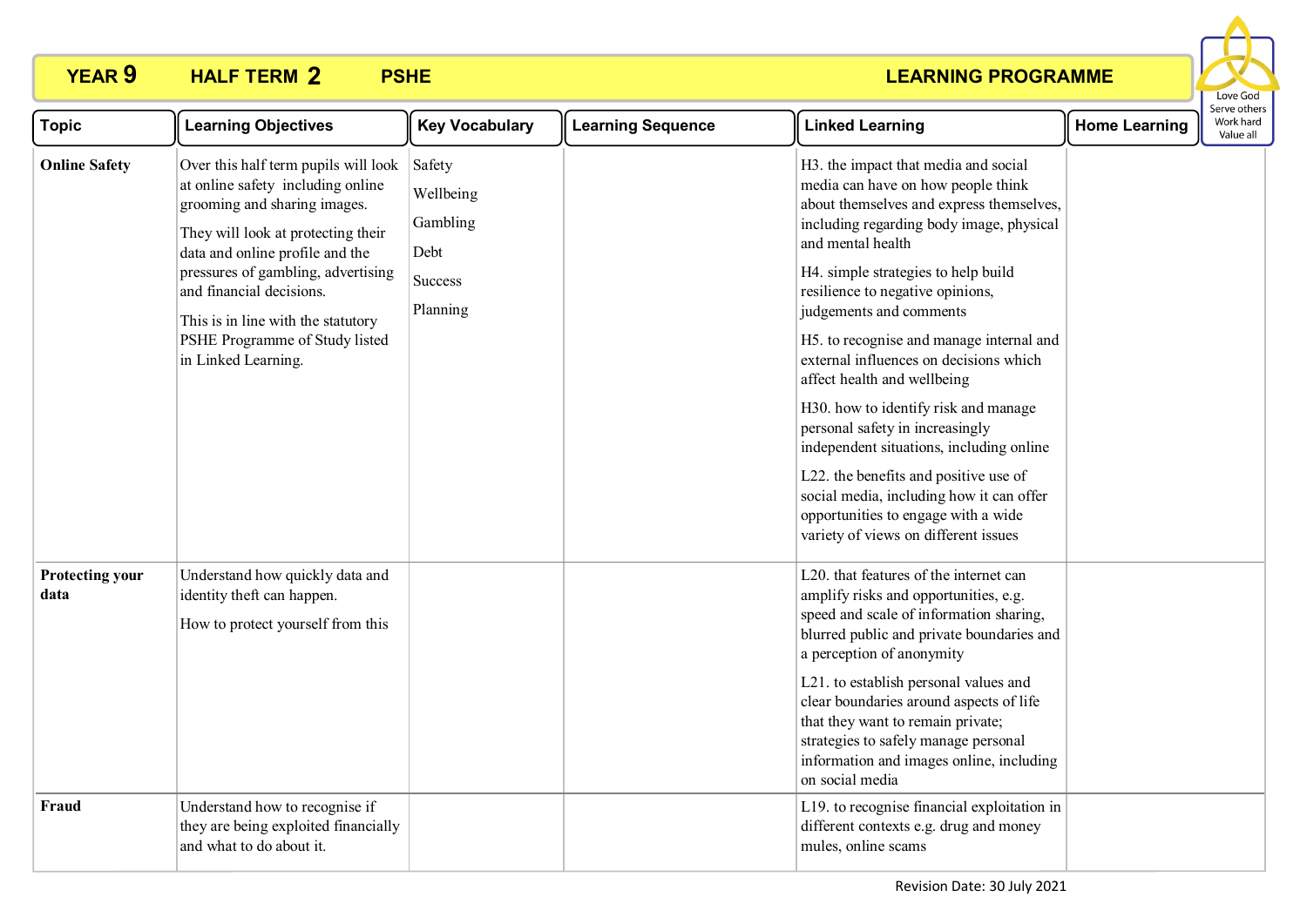**YEAR 9 HALF TERM 2 PSHE LEARNING PROGRAMME**

Love God
Serve others
Work hard
Value all

| Topic | Learning Objectives | Key Vocabulary | Learning Sequence | Linked Learning | Home Learning |
|---|---|---|---|---|---|
| **Online Safety** | Over this half term pupils will look at online safety including online grooming and sharing images.<br><br>They will look at protecting their data and online profile and the pressures of gambling, advertising and financial decisions.<br><br>This is in line with the statutory PSHE Programme of Study listed in Linked Learning. | Safety<br><br>Wellbeing<br><br>Gambling<br><br>Debt<br><br>Success<br><br>Planning | | H3. the impact that media and social media can have on how people think about themselves and express themselves, including regarding body image, physical and mental health<br><br>H4. simple strategies to help build resilience to negative opinions, judgements and comments<br><br>H5. to recognise and manage internal and external influences on decisions which affect health and wellbeing<br><br>H30. how to identify risk and manage personal safety in increasingly independent situations, including online<br><br>L22. the benefits and positive use of social media, including how it can offer opportunities to engage with a wide variety of views on different issues | |
| **Protecting your data** | Understand how quickly data and identity theft can happen.<br><br>How to protect yourself from this | | | L20. that features of the internet can amplify risks and opportunities, e.g. speed and scale of information sharing, blurred public and private boundaries and a perception of anonymity<br><br>L21. to establish personal values and clear boundaries around aspects of life that they want to remain private; strategies to safely manage personal information and images online, including on social media | |
| **Fraud** | Understand how to recognise if they are being exploited financially and what to do about it. | | | L19. to recognise financial exploitation in different contexts e.g. drug and money mules, online scams | |

Revision Date: 30 July 2021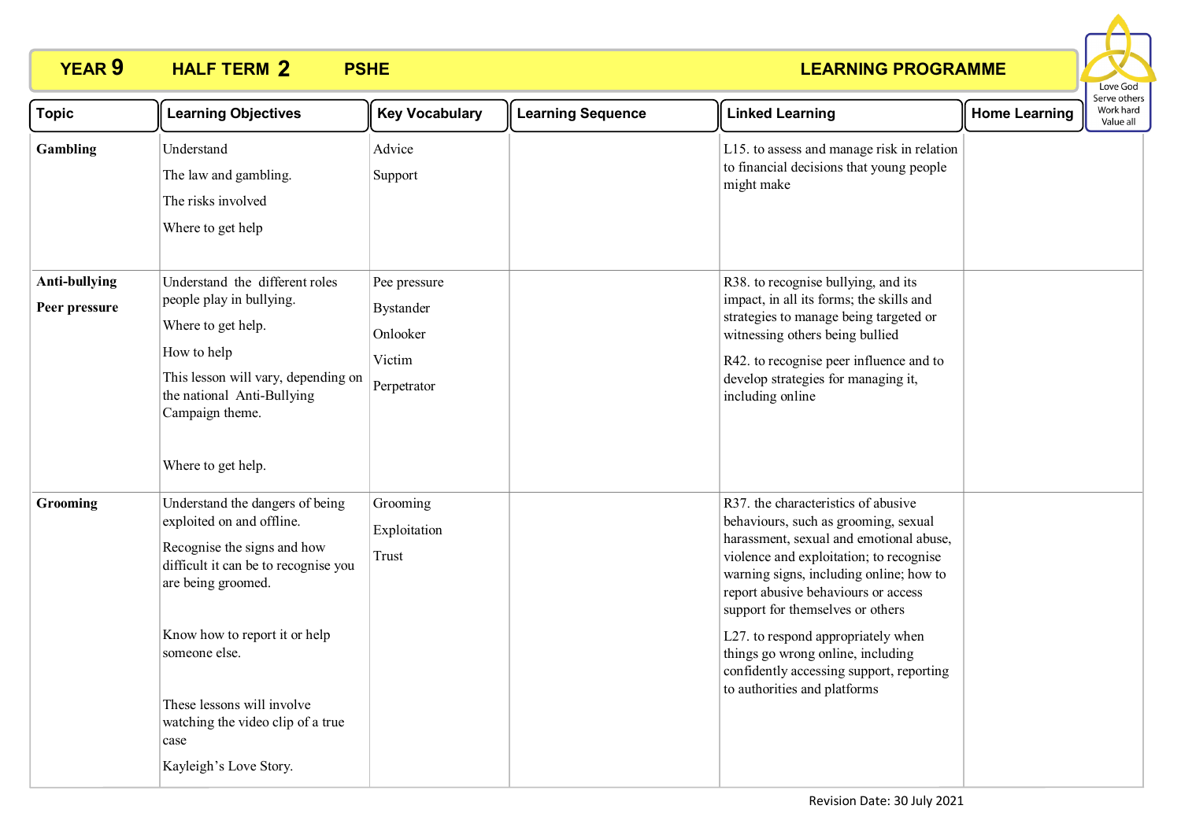**YEAR 9 HALF TERM 2 PSHE LEARNING PROGRAMME**

Love God
Serve others
Work hard
Value all

| Topic | Learning Objectives | Key Vocabulary | Learning Sequence | Linked Learning | Home Learning |
|---|---|---|---|---|---|
| **Gambling** | Understand<br>The law and gambling.<br>The risks involved<br>Where to get help | Advice<br>Support | | L15. to assess and manage risk in relation to financial decisions that young people might make | |
| **Anti-bullying**<br>**Peer pressure** | Understand the different roles people play in bullying.<br>Where to get help.<br>How to help<br>This lesson will vary, depending on the national Anti-Bullying Campaign theme.<br>Where to get help. | Pee pressure<br>Bystander<br>Onlooker<br>Victim<br>Perpetrator | | R38. to recognise bullying, and its impact, in all its forms; the skills and strategies to manage being targeted or witnessing others being bullied<br>R42. to recognise peer influence and to develop strategies for managing it, including online | |
| **Grooming** | Understand the dangers of being exploited on and offline.<br>Recognise the signs and how difficult it can be to recognise you are being groomed.<br>Know how to report it or help someone else.<br>These lessons will involve watching the video clip of a true case<br>Kayleigh's Love Story. | Grooming<br>Exploitation<br>Trust | | R37. the characteristics of abusive behaviours, such as grooming, sexual harassment, sexual and emotional abuse, violence and exploitation; to recognise warning signs, including online; how to report abusive behaviours or access support for themselves or others<br>L27. to respond appropriately when things go wrong online, including confidently accessing support, reporting to authorities and platforms | |

Revision Date: 30 July 2021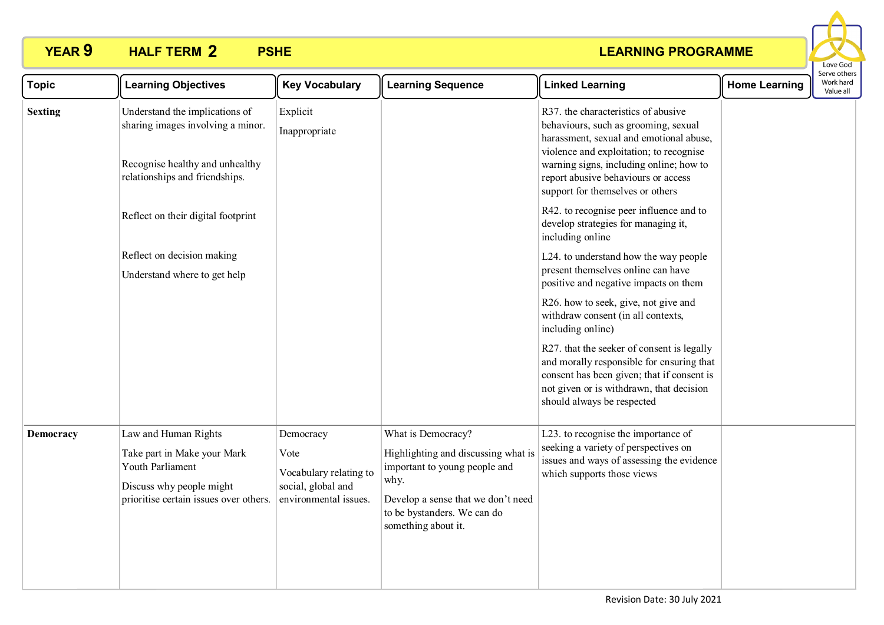**YEAR 9 HALF TERM 2 PSHE LEARNING PROGRAMME**

Love God
Serve others
Work hard
Value all

| Topic | Learning Objectives | Key Vocabulary | Learning Sequence | Linked Learning | Home Learning |
|---|---|---|---|---|---|
| **Sexting** | Understand the implications of sharing images involving a minor.<br><br>Recognise healthy and unhealthy relationships and friendships.<br><br>Reflect on their digital footprint<br><br>Reflect on decision making<br><br>Understand where to get help | Explicit<br><br>Inappropriate | | R37. the characteristics of abusive behaviours, such as grooming, sexual harassment, sexual and emotional abuse, violence and exploitation; to recognise warning signs, including online; how to report abusive behaviours or access support for themselves or others<br><br>R42. to recognise peer influence and to develop strategies for managing it, including online<br><br>L24. to understand how the way people present themselves online can have positive and negative impacts on them<br><br>R26. how to seek, give, not give and withdraw consent (in all contexts, including online)<br><br>R27. that the seeker of consent is legally and morally responsible for ensuring that consent has been given; that if consent is not given or is withdrawn, that decision should always be respected | |
| **Democracy** | Law and Human Rights<br><br>Take part in Make your Mark Youth Parliament<br><br>Discuss why people might prioritise certain issues over others. | Democracy<br><br>Vote<br><br>Vocabulary relating to social, global and environmental issues. | What is Democracy?<br><br>Highlighting and discussing what is important to young people and why.<br><br>Develop a sense that we don't need to be bystanders. We can do something about it. | L23. to recognise the importance of seeking a variety of perspectives on issues and ways of assessing the evidence which supports those views | |

Revision Date: 30 July 2021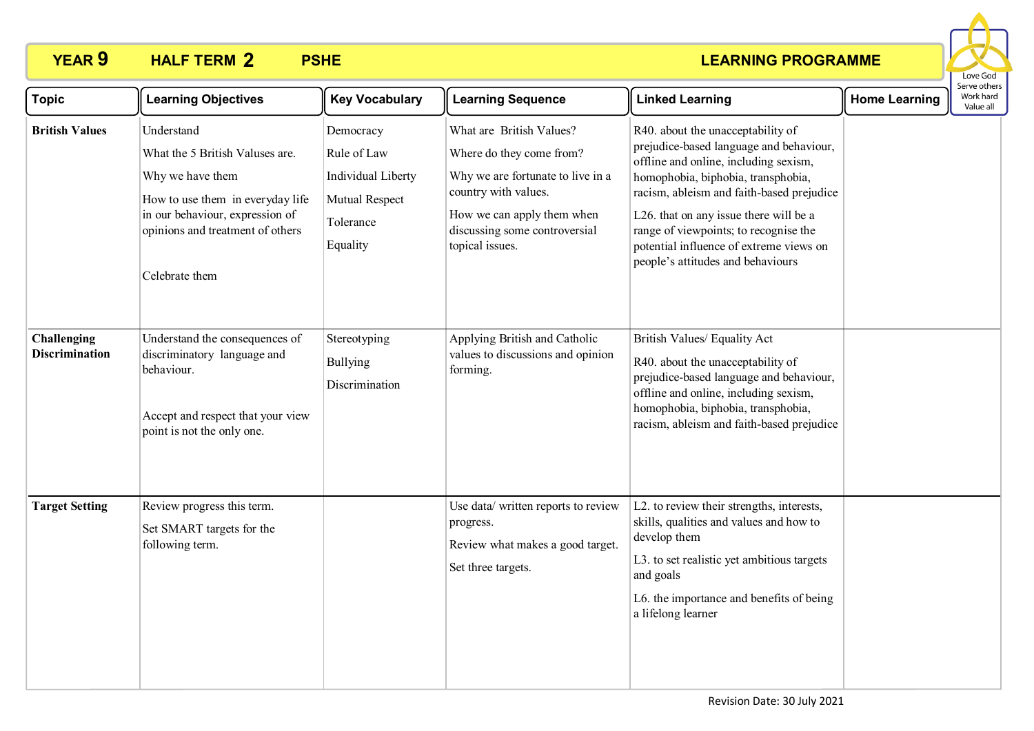YEAR 9 HALF TERM 2 PSHE LEARNING PROGRAMME

Love God
Serve others
Work hard
Value all

| Topic | Learning Objectives | Key Vocabulary | Learning Sequence | Linked Learning | Home Learning |
|---|---|---|---|---|---|
| **British Values** | Understand<br>What the 5 British Valuses are.<br>Why we have them<br>How to use them in everyday life in our behaviour, expression of opinions and treatment of others<br><br>Celebrate them | Democracy<br>Rule of Law<br>Individual Liberty<br>Mutual Respect<br>Tolerance<br>Equality | What are British Values?<br>Where do they come from?<br>Why we are fortunate to live in a country with values.<br>How we can apply them when discussing some controversial topical issues. | R40. about the unacceptability of prejudice-based language and behaviour, offline and online, including sexism, homophobia, biphobia, transphobia, racism, ableism and faith-based prejudice<br>L26. that on any issue there will be a range of viewpoints; to recognise the potential influence of extreme views on people's attitudes and behaviours | |
| **Challenging Discrimination** | Understand the consequences of discriminatory language and behaviour.<br><br>Accept and respect that your view point is not the only one. | Stereotyping<br>Bullying<br>Discrimination | Applying British and Catholic values to discussions and opinion forming. | British Values/ Equality Act<br>R40. about the unacceptability of prejudice-based language and behaviour, offline and online, including sexism, homophobia, biphobia, transphobia, racism, ableism and faith-based prejudice | |
| **Target Setting** | Review progress this term.<br>Set SMART targets for the following term. | | Use data/ written reports to review progress.<br>Review what makes a good target.<br>Set three targets. | L2. to review their strengths, interests, skills, qualities and values and how to develop them<br>L3. to set realistic yet ambitious targets and goals<br>L6. the importance and benefits of being a lifelong learner | |

Revision Date: 30 July 2021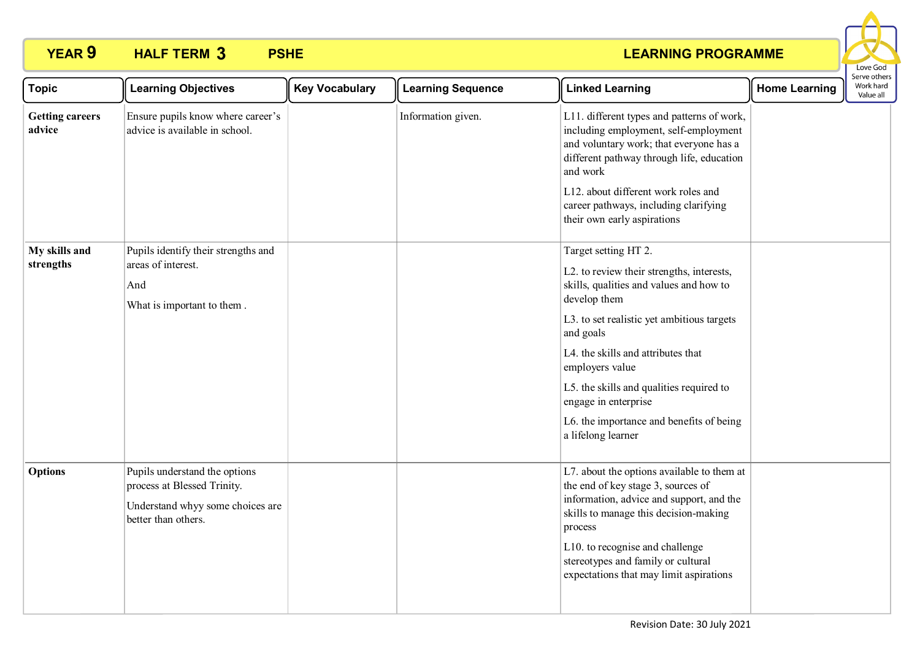**YEAR 9 HALF TERM 3 PSHE LEARNING PROGRAMME**

Love God
Serve others
Work hard
Value all

| Topic | Learning Objectives | Key Vocabulary | Learning Sequence | Linked Learning | Home Learning |
|---|---|---|---|---|---|
| **Getting careers advice** | Ensure pupils know where career's advice is available in school. | | Information given. | L11. different types and patterns of work, including employment, self-employment and voluntary work; that everyone has a different pathway through life, education and work<br><br>L12. about different work roles and career pathways, including clarifying their own early aspirations | |
| **My skills and strengths** | Pupils identify their strengths and areas of interest.<br><br>And<br><br>What is important to them . | | | Target setting HT 2.<br><br>L2. to review their strengths, interests, skills, qualities and values and how to develop them<br><br>L3. to set realistic yet ambitious targets and goals<br><br>L4. the skills and attributes that employers value<br><br>L5. the skills and qualities required to engage in enterprise<br><br>L6. the importance and benefits of being a lifelong learner | |
| **Options** | Pupils understand the options process at Blessed Trinity.<br><br>Understand whyy some choices are better than others. | | | L7. about the options available to them at the end of key stage 3, sources of information, advice and support, and the skills to manage this decision-making process<br><br>L10. to recognise and challenge stereotypes and family or cultural expectations that may limit aspirations | |

Revision Date: 30 July 2021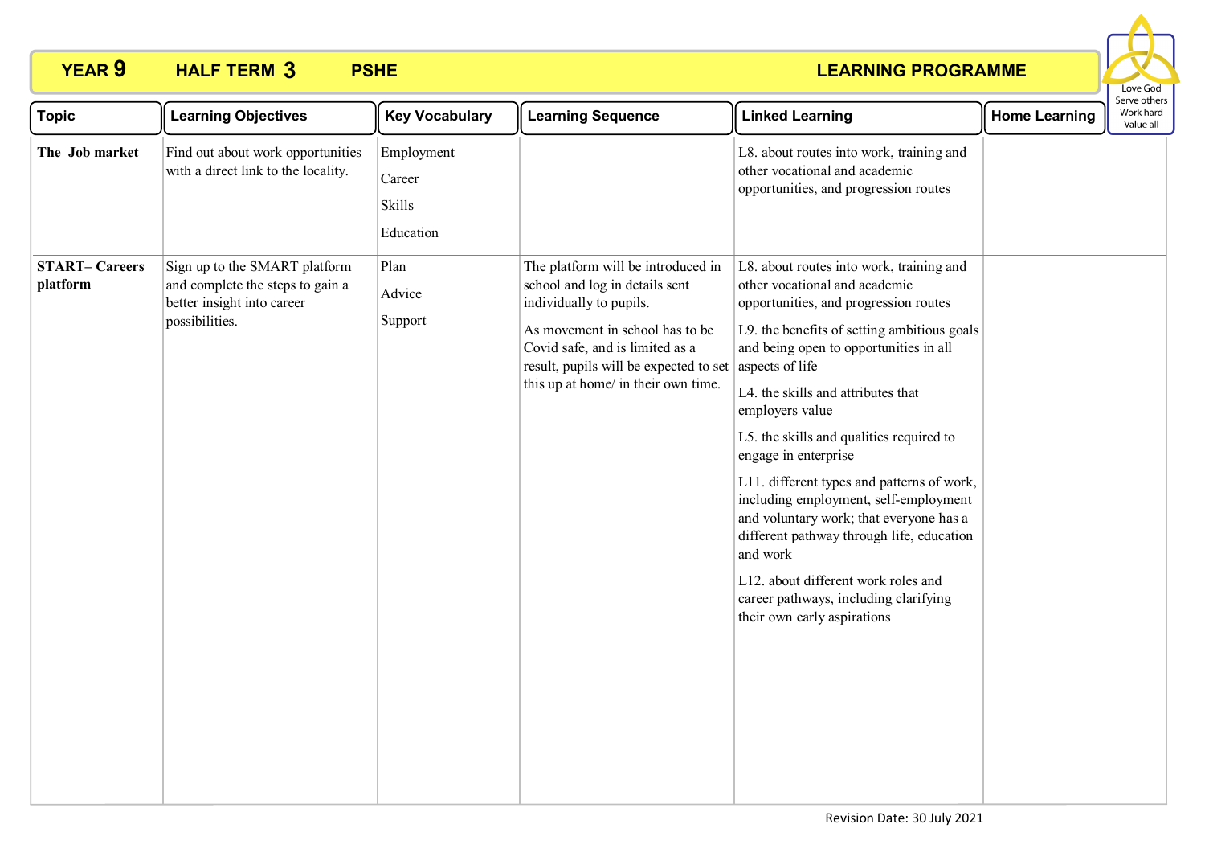# YEAR 9 HALF TERM 3 PSHE LEARNING PROGRAMME

Love God
Serve others
Work hard
Value all

| Topic | Learning Objectives | Key Vocabulary | Learning Sequence | Linked Learning | Home Learning |
|---|---|---|---|---|---|
| **The Job market** | Find out about work opportunities with a direct link to the locality. | Employment<br>Career<br>Skills<br>Education | | L8. about routes into work, training and other vocational and academic opportunities, and progression routes | |
| **START– Careers platform** | Sign up to the SMART platform and complete the steps to gain a better insight into career possibilities. | Plan<br>Advice<br>Support | The platform will be introduced in school and log in details sent individually to pupils.<br><br>As movement in school has to be Covid safe, and is limited as a result, pupils will be expected to set this up at home/ in their own time. | L8. about routes into work, training and other vocational and academic opportunities, and progression routes<br><br>L9. the benefits of setting ambitious goals and being open to opportunities in all aspects of life<br><br>L4. the skills and attributes that employers value<br><br>L5. the skills and qualities required to engage in enterprise<br><br>L11. different types and patterns of work, including employment, self-employment and voluntary work; that everyone has a different pathway through life, education and work<br><br>L12. about different work roles and career pathways, including clarifying their own early aspirations | |

Revision Date: 30 July 2021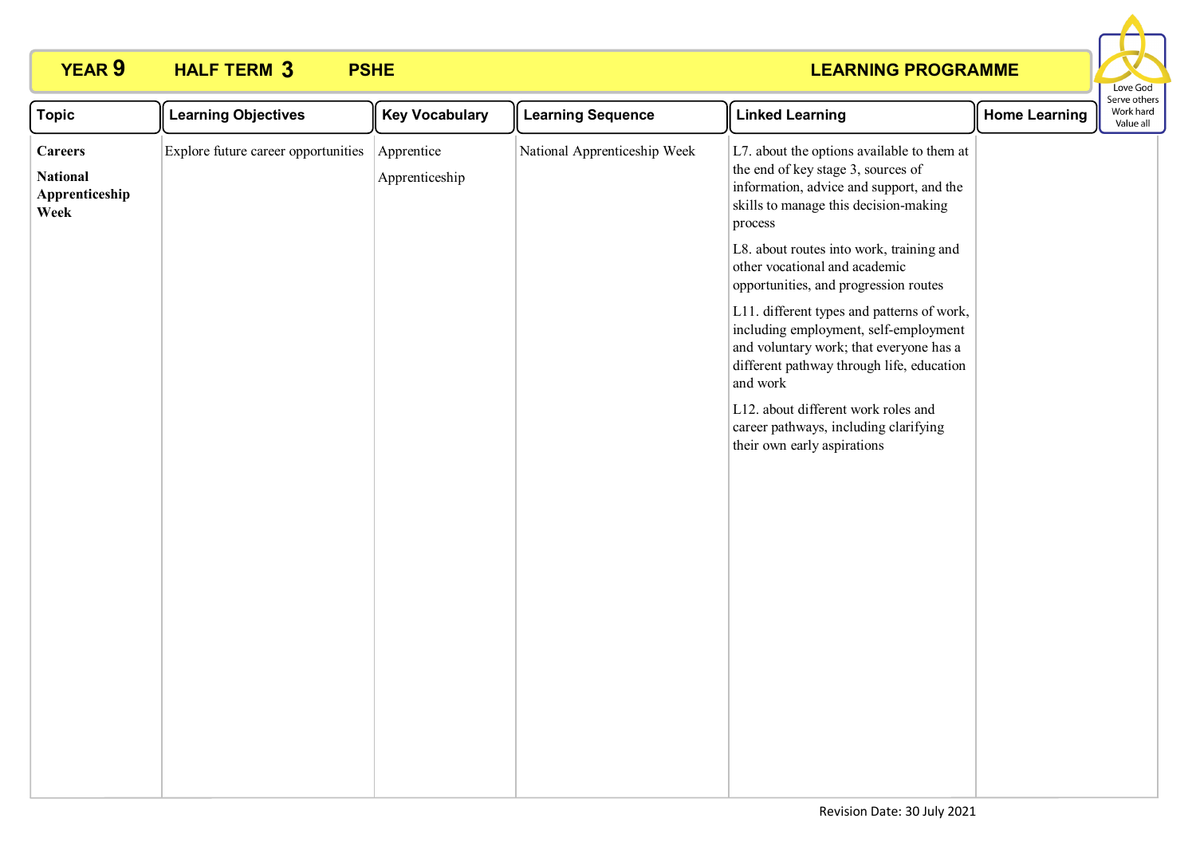**YEAR 9 HALF TERM 3 PSHE LEARNING PROGRAMME**

Love God
Serve others
Work hard
Value all

| Topic | Learning Objectives | Key Vocabulary | Learning Sequence | Linked Learning | Home Learning |
|---|---|---|---|---|---|
| **Careers**<br><br>**National Apprenticeship Week** | Explore future career opportunities | Apprentice<br><br>Apprenticeship | National Apprenticeship Week | L7. about the options available to them at the end of key stage 3, sources of information, advice and support, and the skills to manage this decision-making process<br><br>L8. about routes into work, training and other vocational and academic opportunities, and progression routes<br><br>L11. different types and patterns of work, including employment, self-employment and voluntary work; that everyone has a different pathway through life, education and work<br><br>L12. about different work roles and career pathways, including clarifying their own early aspirations | |

Revision Date: 30 July 2021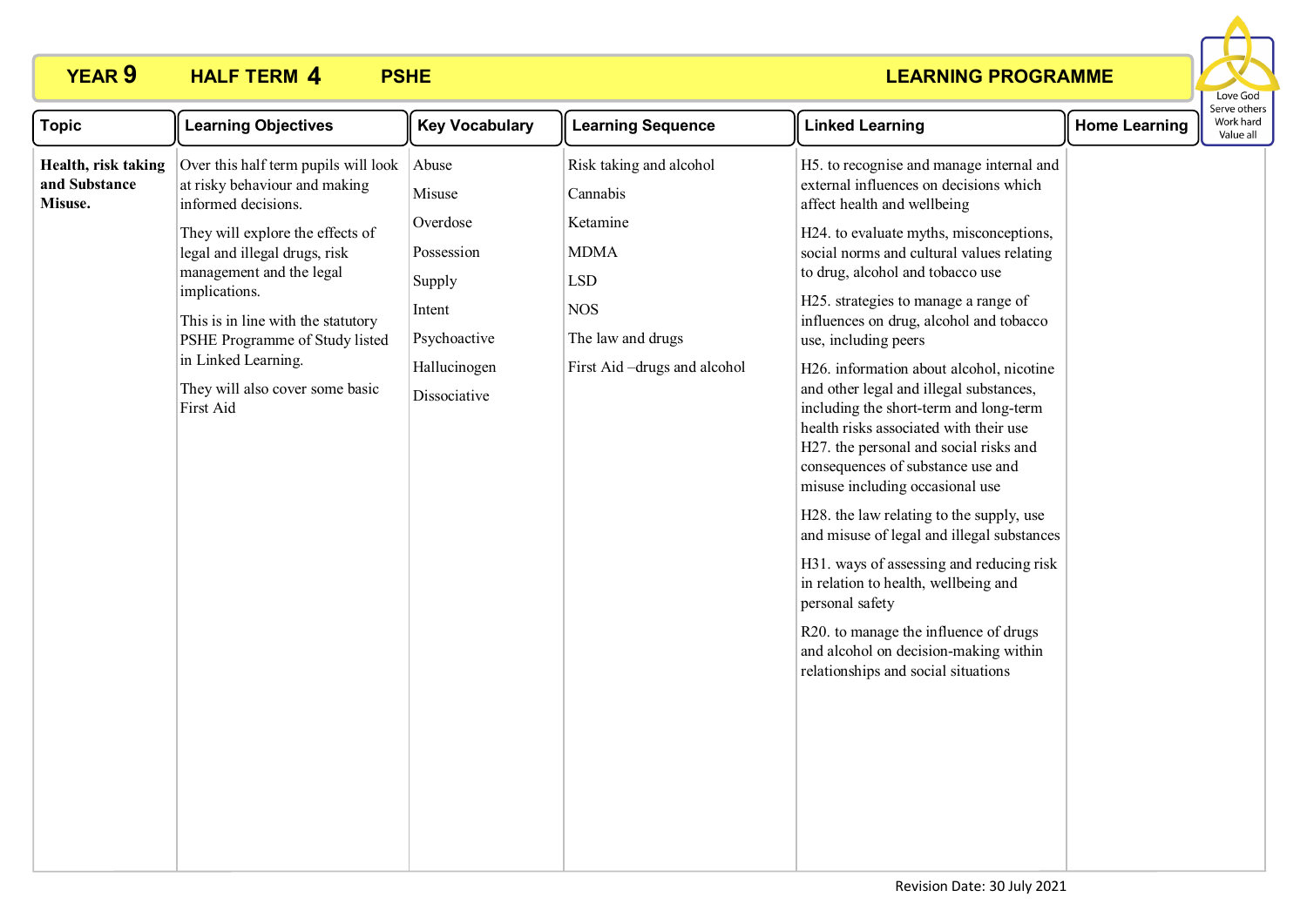**YEAR 9 HALF TERM 4 PSHE LEARNING PROGRAMME**

Love God
Serve others
Work hard
Value all

| Topic | Learning Objectives | Key Vocabulary | Learning Sequence | Linked Learning | Home Learning |
|---|---|---|---|---|---|
| **Health, risk taking and Substance Misuse.** | Over this half term pupils will look at risky behaviour and making informed decisions.<br><br>They will explore the effects of legal and illegal drugs, risk management and the legal implications.<br><br>This is in line with the statutory PSHE Programme of Study listed in Linked Learning.<br><br>They will also cover some basic First Aid | Abuse<br>Misuse<br>Overdose<br>Possession<br>Supply<br>Intent<br>Psychoactive<br>Hallucinogen<br>Dissociative | Risk taking and alcohol<br>Cannabis<br>Ketamine<br>MDMA<br>LSD<br>NOS<br>The law and drugs<br>First Aid –drugs and alcohol | H5. to recognise and manage internal and external influences on decisions which affect health and wellbeing<br><br>H24. to evaluate myths, misconceptions, social norms and cultural values relating to drug, alcohol and tobacco use<br><br>H25. strategies to manage a range of influences on drug, alcohol and tobacco use, including peers<br><br>H26. information about alcohol, nicotine and other legal and illegal substances, including the short-term and long-term health risks associated with their use<br>H27. the personal and social risks and consequences of substance use and misuse including occasional use<br><br>H28. the law relating to the supply, use and misuse of legal and illegal substances<br><br>H31. ways of assessing and reducing risk in relation to health, wellbeing and personal safety<br><br>R20. to manage the influence of drugs and alcohol on decision-making within relationships and social situations | |

Revision Date: 30 July 2021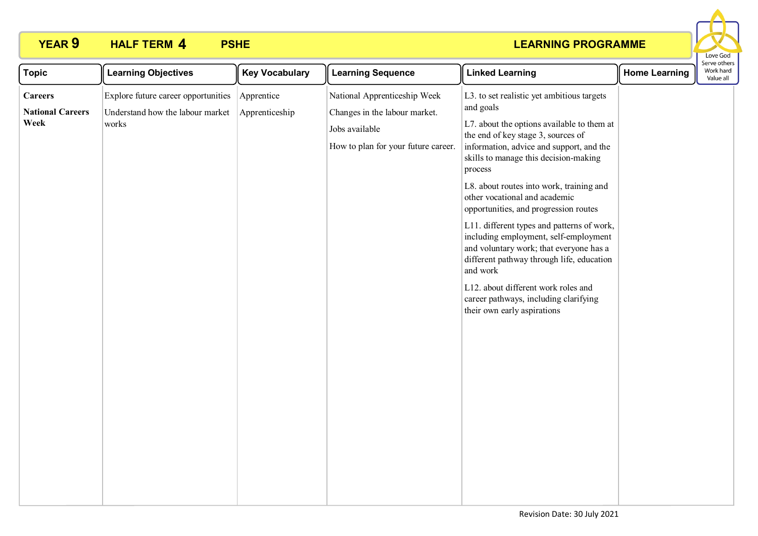**YEAR 9** **HALF TERM 4** **PSHE** **LEARNING PROGRAMME**

Love God
Serve others
Work hard
Value all

| Topic | Learning Objectives | Key Vocabulary | Learning Sequence | Linked Learning | Home Learning |
|---|---|---|---|---|---|
| **Careers**<br><br>**National Careers Week** | Explore future career opportunities<br><br>Understand how the labour market works | Apprentice<br><br>Apprenticeship | National Apprenticeship Week<br><br>Changes in the labour market.<br><br>Jobs available<br><br>How to plan for your future career. | L3. to set realistic yet ambitious targets and goals<br><br>L7. about the options available to them at the end of key stage 3, sources of information, advice and support, and the skills to manage this decision-making process<br><br>L8. about routes into work, training and other vocational and academic opportunities, and progression routes<br><br>L11. different types and patterns of work, including employment, self-employment and voluntary work; that everyone has a different pathway through life, education and work<br><br>L12. about different work roles and career pathways, including clarifying their own early aspirations | |

Revision Date: 30 July 2021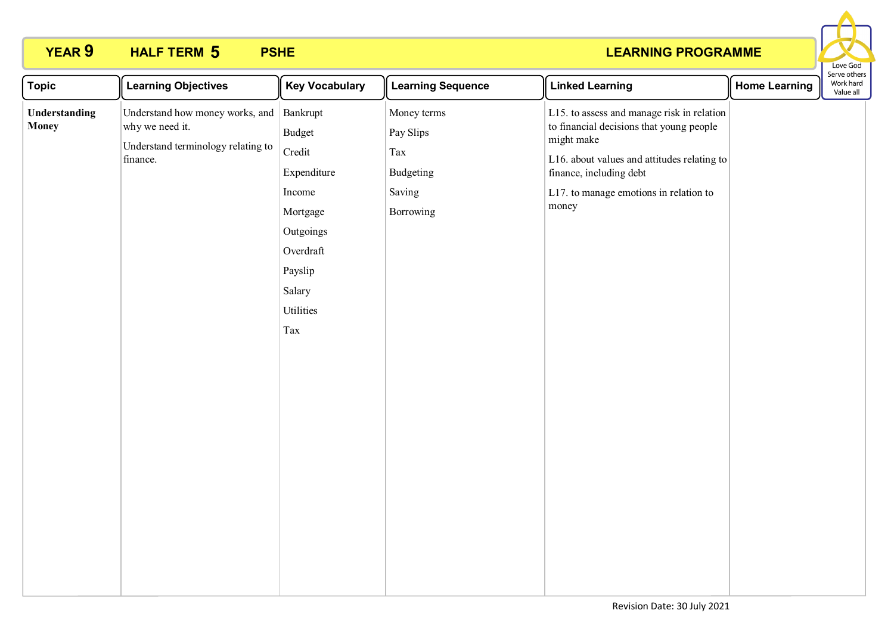**YEAR 9 HALF TERM 5 PSHE LEARNING PROGRAMME**

Love God
Serve others
Work hard
Value all

| Topic | Learning Objectives | Key Vocabulary | Learning Sequence | Linked Learning | Home Learning |
|---|---|---|---|---|---|
| **Understanding Money** | Understand how money works, and why we need it.<br><br>Understand terminology relating to finance. | Bankrupt<br>Budget<br>Credit<br>Expenditure<br>Income<br>Mortgage<br>Outgoings<br>Overdraft<br>Payslip<br>Salary<br>Utilities<br>Tax | Money terms<br>Pay Slips<br>Tax<br>Budgeting<br>Saving<br>Borrowing | L15. to assess and manage risk in relation to financial decisions that young people might make<br><br>L16. about values and attitudes relating to finance, including debt<br><br>L17. to manage emotions in relation to money | |

Revision Date: 30 July 2021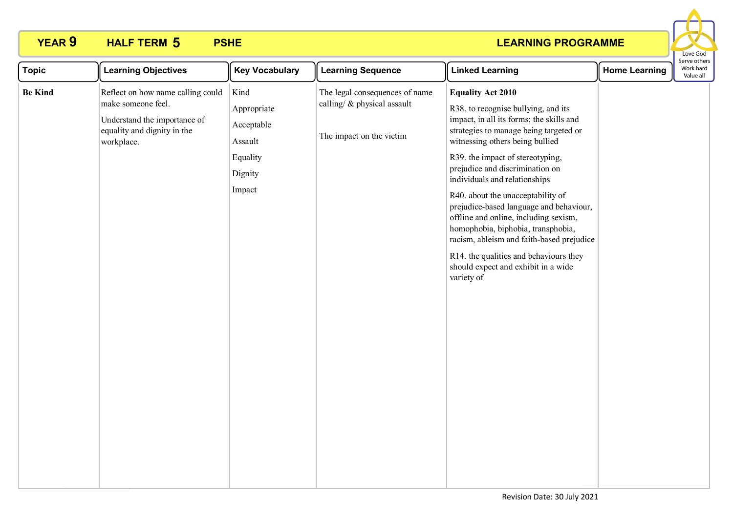**YEAR 9 HALF TERM 5 PSHE LEARNING PROGRAMME**

Love God
Serve others
Work hard
Value all

| Topic | Learning Objectives | Key Vocabulary | Learning Sequence | Linked Learning | Home Learning |
|---|---|---|---|---|---|
| **Be Kind** | Reflect on how name calling could make someone feel.<br><br>Understand the importance of equality and dignity in the workplace. | Kind<br><br>Appropriate<br><br>Acceptable<br><br>Assault<br><br>Equality<br><br>Dignity<br><br>Impact | The legal consequences of name calling/ & physical assault<br><br>The impact on the victim | **Equality Act 2010**<br><br>R38. to recognise bullying, and its impact, in all its forms; the skills and strategies to manage being targeted or witnessing others being bullied<br><br>R39. the impact of stereotyping, prejudice and discrimination on individuals and relationships<br><br>R40. about the unacceptability of prejudice-based language and behaviour, offline and online, including sexism, homophobia, biphobia, transphobia, racism, ableism and faith-based prejudice<br><br>R14. the qualities and behaviours they should expect and exhibit in a wide variety of | |

Revision Date: 30 July 2021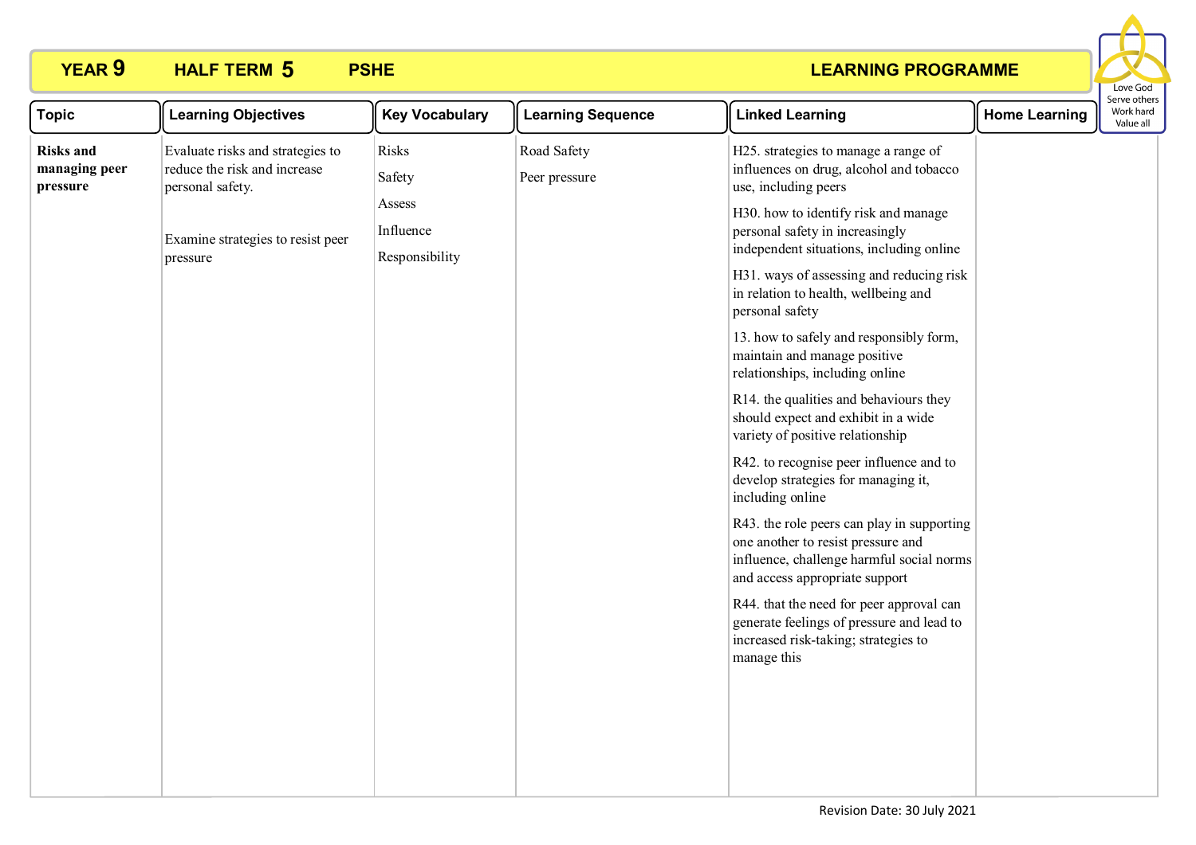**YEAR 9 HALF TERM 5 PSHE LEARNING PROGRAMME**

Love God
Serve others
Work hard
Value all

| Topic | Learning Objectives | Key Vocabulary | Learning Sequence | Linked Learning | Home Learning |
|---|---|---|---|---|---|
| **Risks and managing peer pressure** | Evaluate risks and strategies to reduce the risk and increase personal safety.<br><br>Examine strategies to resist peer pressure | Risks<br>Safety<br>Assess<br>Influence<br>Responsibility | Road Safety<br>Peer pressure | H25. strategies to manage a range of influences on drug, alcohol and tobacco use, including peers<br>H30. how to identify risk and manage personal safety in increasingly independent situations, including online<br>H31. ways of assessing and reducing risk in relation to health, wellbeing and personal safety<br>13. how to safely and responsibly form, maintain and manage positive relationships, including online<br>R14. the qualities and behaviours they should expect and exhibit in a wide variety of positive relationship<br>R42. to recognise peer influence and to develop strategies for managing it, including online<br>R43. the role peers can play in supporting one another to resist pressure and influence, challenge harmful social norms and access appropriate support<br>R44. that the need for peer approval can generate feelings of pressure and lead to increased risk-taking; strategies to manage this | |

Revision Date: 30 July 2021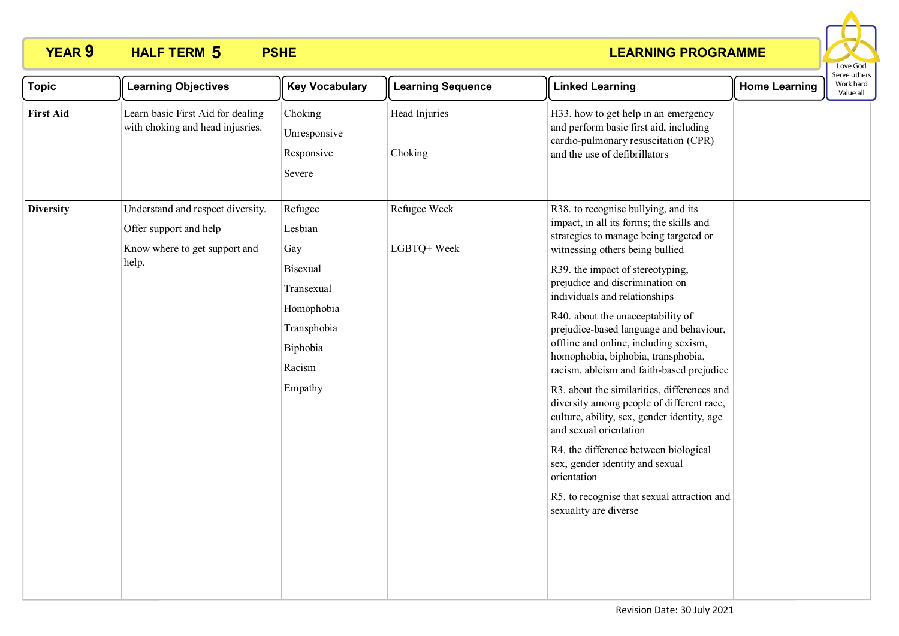**YEAR 9 HALF TERM 5 PSHE LEARNING PROGRAMME**

Love God
Serve others
Work hard
Value all

| Topic | Learning Objectives | Key Vocabulary | Learning Sequence | Linked Learning | Home Learning |
|---|---|---|---|---|---|
| **First Aid** | Learn basic First Aid for dealing with choking and head injusries. | Choking<br>Unresponsive<br>Responsive<br>Severe | Head Injuries<br><br>Choking | H33. how to get help in an emergency and perform basic first aid, including cardio-pulmonary resuscitation (CPR) and the use of defibrillators | |
| **Diversity** | Understand and respect diversity.<br>Offer support and help<br>Know where to get support and help. | Refugee<br>Lesbian<br>Gay<br>Bisexual<br>Transexual<br>Homophobia<br>Transphobia<br>Biphobia<br>Racism<br>Empathy | Refugee Week<br><br>LGBTQ+ Week | R38. to recognise bullying, and its impact, in all its forms; the skills and strategies to manage being targeted or witnessing others being bullied<br>R39. the impact of stereotyping, prejudice and discrimination on individuals and relationships<br>R40. about the unacceptability of prejudice-based language and behaviour, offline and online, including sexism, homophobia, biphobia, transphobia, racism, ableism and faith-based prejudice<br>R3. about the similarities, differences and diversity among people of different race, culture, ability, sex, gender identity, age and sexual orientation<br>R4. the difference between biological sex, gender identity and sexual orientation<br>R5. to recognise that sexual attraction and sexuality are diverse | |

Revision Date: 30 July 2021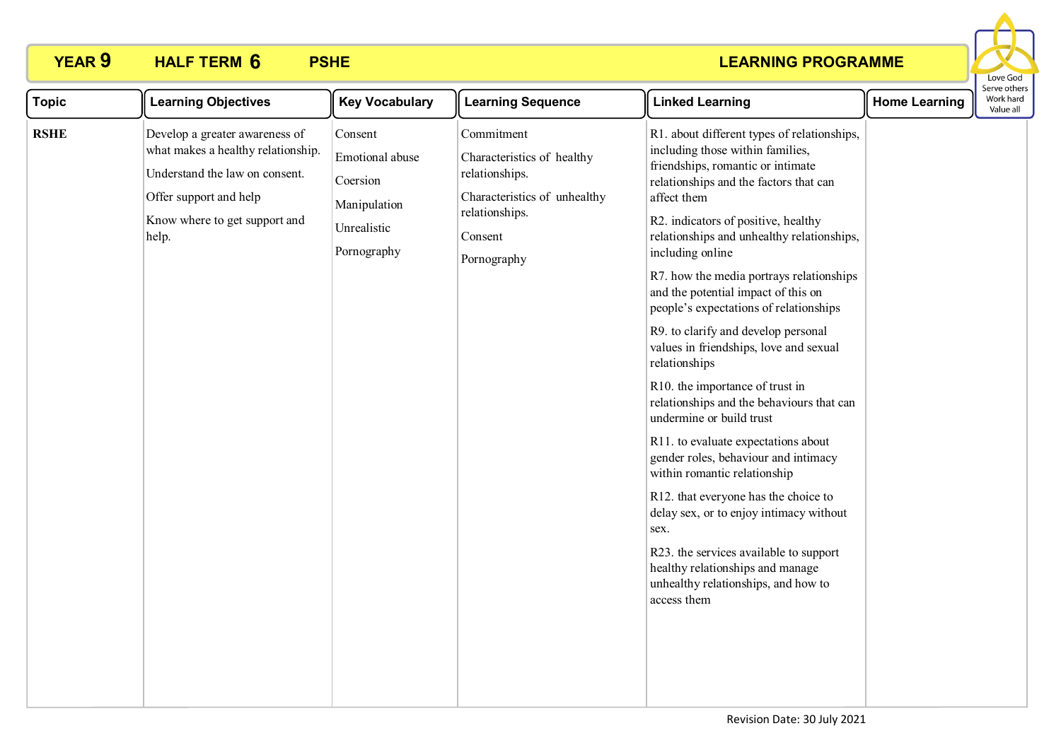**YEAR 9 HALF TERM 6 PSHE LEARNING PROGRAMME**

Love God
Serve others
Work hard
Value all

| Topic | Learning Objectives | Key Vocabulary | Learning Sequence | Linked Learning | Home Learning |
|---|---|---|---|---|---|
| **RSHE** | Develop a greater awareness of what makes a healthy relationship.<br><br>Understand the law on consent.<br><br>Offer support and help<br><br>Know where to get support and help. | Consent<br><br>Emotional abuse<br><br>Coercion<br><br>Manipulation<br><br>Unrealistic<br><br>Pornography | Commitment<br><br>Characteristics of healthy relationships.<br><br>Characteristics of unhealthy relationships.<br><br>Consent<br><br>Pornography | R1. about different types of relationships, including those within families, friendships, romantic or intimate relationships and the factors that can affect them<br><br>R2. indicators of positive, healthy relationships and unhealthy relationships, including online<br><br>R7. how the media portrays relationships and the potential impact of this on people's expectations of relationships<br><br>R9. to clarify and develop personal values in friendships, love and sexual relationships<br><br>R10. the importance of trust in relationships and the behaviours that can undermine or build trust<br><br>R11. to evaluate expectations about gender roles, behaviour and intimacy within romantic relationship<br><br>R12. that everyone has the choice to delay sex, or to enjoy intimacy without sex.<br><br>R23. the services available to support healthy relationships and manage unhealthy relationships, and how to access them | |

Revision Date: 30 July 2021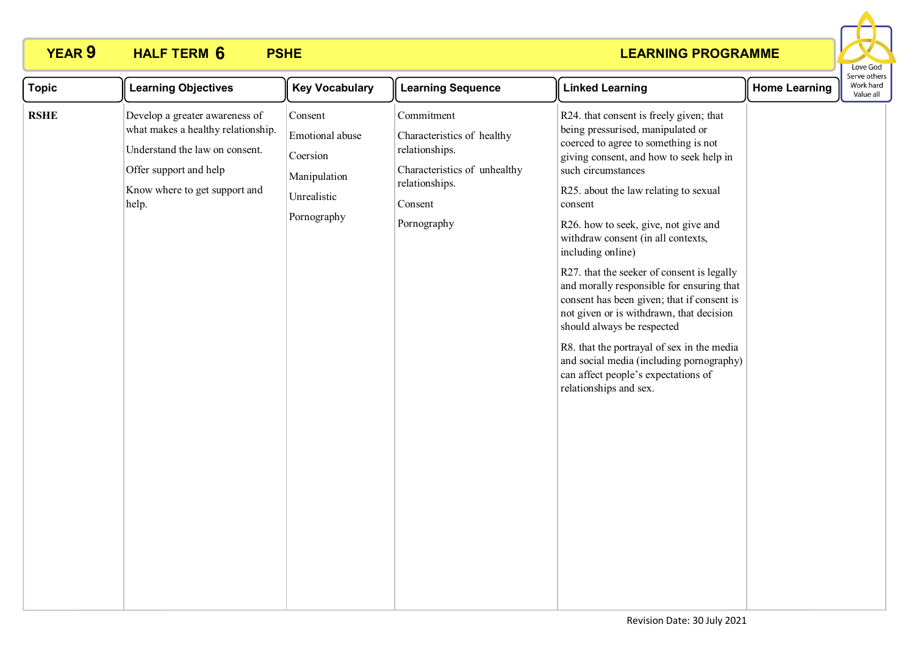**YEAR 9** **HALF TERM 6** **PSHE** **LEARNING PROGRAMME**

Love God
Serve others
Work hard
Value all

| Topic | Learning Objectives | Key Vocabulary | Learning Sequence | Linked Learning | Home Learning |
|---|---|---|---|---|---|
| **RSHE** | Develop a greater awareness of what makes a healthy relationship.<br><br>Understand the law on consent.<br><br>Offer support and help<br><br>Know where to get support and help. | Consent<br><br>Emotional abuse<br><br>Coercion<br><br>Manipulation<br><br>Unrealistic<br><br>Pornography | Commitment<br><br>Characteristics of healthy relationships.<br><br>Characteristics of unhealthy relationships.<br><br>Consent<br><br>Pornography | R24. that consent is freely given; that being pressurised, manipulated or coerced to agree to something is not giving consent, and how to seek help in such circumstances<br><br>R25. about the law relating to sexual consent<br><br>R26. how to seek, give, not give and withdraw consent (in all contexts, including online)<br><br>R27. that the seeker of consent is legally and morally responsible for ensuring that consent has been given; that if consent is not given or is withdrawn, that decision should always be respected<br><br>R8. that the portrayal of sex in the media and social media (including pornography) can affect people's expectations of relationships and sex. | |

Revision Date: 30 July 2021